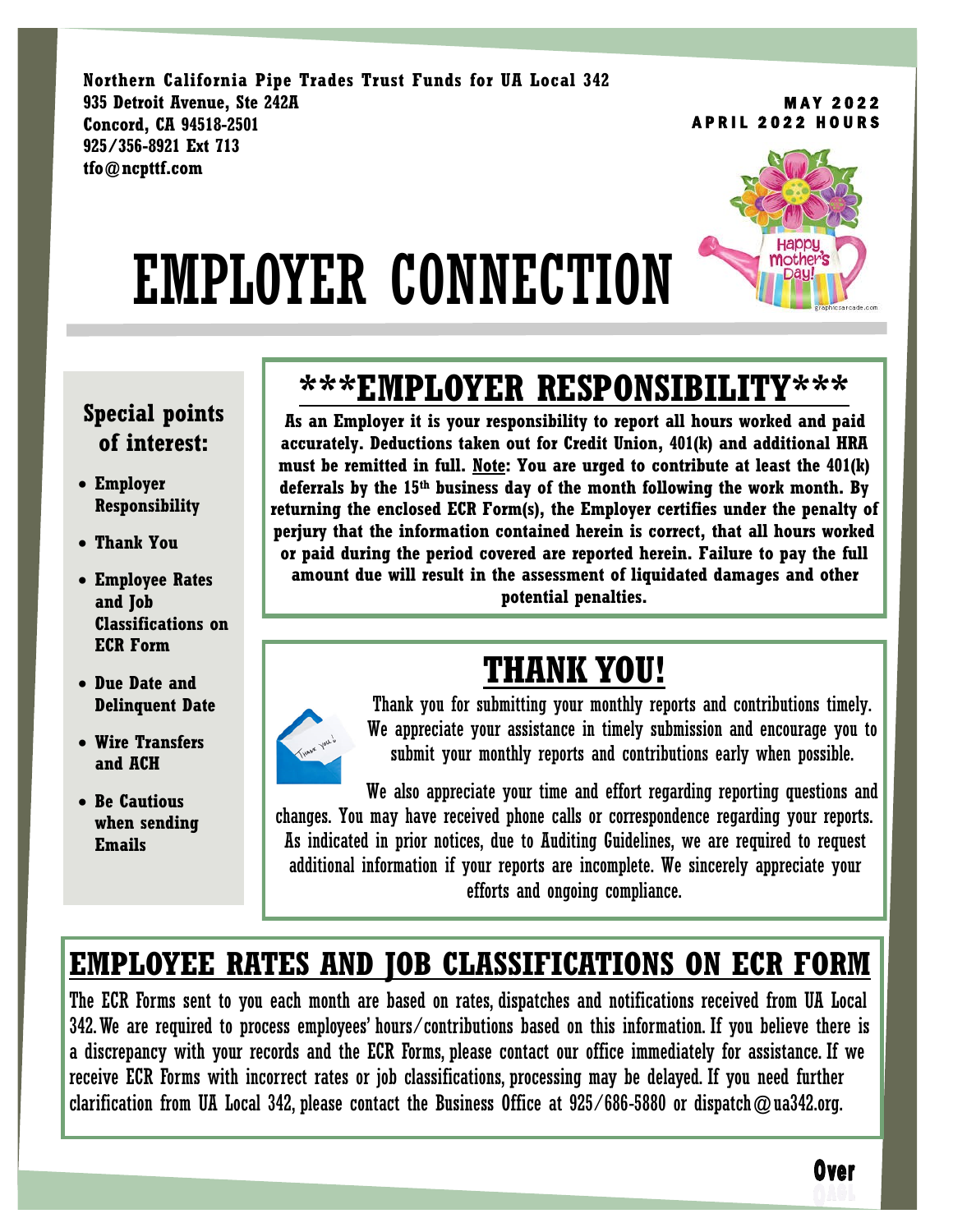**Northern California Pipe Trades Trust Funds for UA Local 342**
**935 Detroit Avenue, Ste 242A**
**Concord, CA 94518-2501**
**925/356-8921 Ext 713**
**tfo@ncpttf.com**

**MAY 2022**
**APRIL 2022 HOURS**

# EMPLOYER CONNECTION

## Special points of interest:

- **Employer Responsibility**
- **Thank You**
- **Employee Rates and Job Classifications on ECR Form**
- **Due Date and Delinquent Date**
- **Wire Transfers and ACH**
- **Be Cautious when sending Emails**

## ***EMPLOYER RESPONSIBILITY***

**As an Employer it is your responsibility to report all hours worked and paid accurately. Deductions taken out for Credit Union, 401(k) and additional HRA must be remitted in full. Note: You are urged to contribute at least the 401(k) deferrals by the 15th business day of the month following the work month. By returning the enclosed ECR Form(s), the Employer certifies under the penalty of perjury that the information contained herein is correct, that all hours worked or paid during the period covered are reported herein. Failure to pay the full amount due will result in the assessment of liquidated damages and other potential penalties.**

## THANK YOU!

Thank you for submitting your monthly reports and contributions timely. We appreciate your assistance in timely submission and encourage you to submit your monthly reports and contributions early when possible.

We also appreciate your time and effort regarding reporting questions and changes. You may have received phone calls or correspondence regarding your reports. As indicated in prior notices, due to Auditing Guidelines, we are required to request additional information if your reports are incomplete. We sincerely appreciate your efforts and ongoing compliance.

## EMPLOYEE RATES AND JOB CLASSIFICATIONS ON ECR FORM

The ECR Forms sent to you each month are based on rates, dispatches and notifications received from UA Local 342. We are required to process employees' hours/contributions based on this information. If you believe there is a discrepancy with your records and the ECR Forms, please contact our office immediately for assistance. If we receive ECR Forms with incorrect rates or job classifications, processing may be delayed. If you need further clarification from UA Local 342, please contact the Business Office at 925/686-5880 or dispatch@ua342.org.

**Over**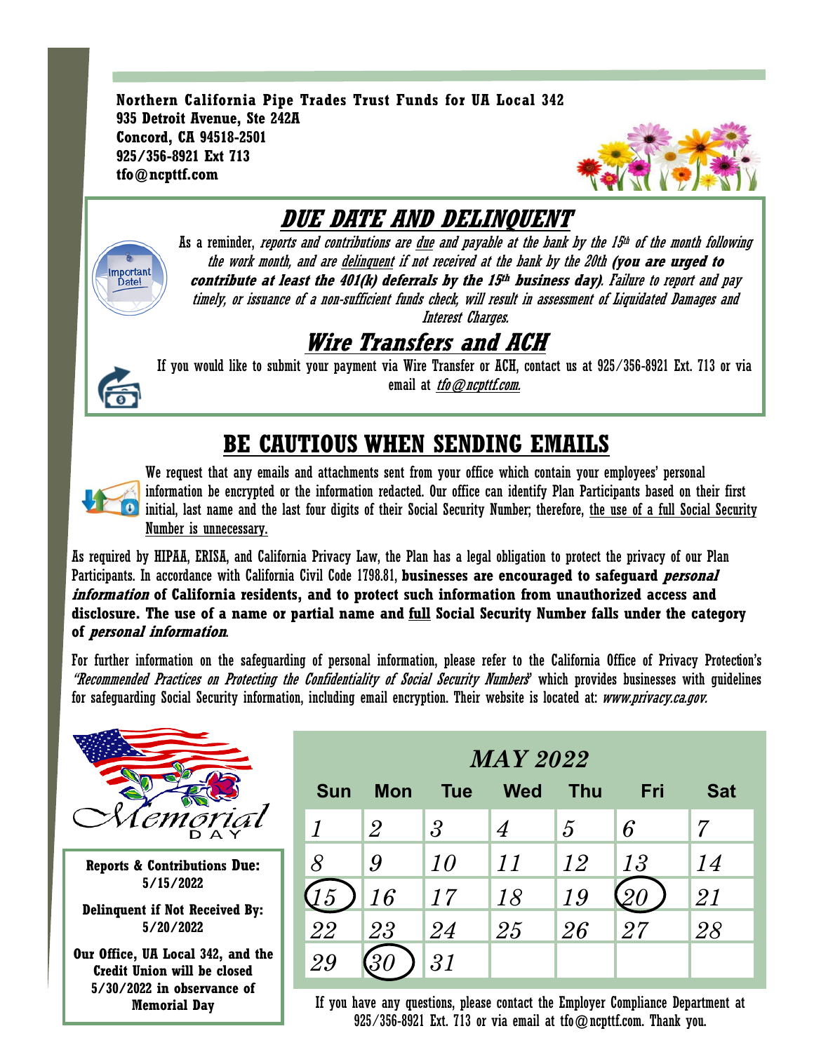**Northern California Pipe Trades Trust Funds for UA Local 342**
**935 Detroit Avenue, Ste 242A**
**Concord, CA 94518-2501**
**925/356-8921 Ext 713**
**tfo@ncpttf.com**

## *DUE DATE AND DELINQUENT*

As a reminder, *reports and contributions are due and payable at the bank by the 15th of the month following the work month, and are delinquent if not received at the bank by the 20th* ***(you are urged to contribute at least the 401(k) deferrals by the 15th business day)****. Failure to report and pay timely, or issuance of a non-sufficient funds check, will result in assessment of Liquidated Damages and Interest Charges.*

## *Wire Transfers and ACH*

If you would like to submit your payment via Wire Transfer or ACH, contact us at 925/356-8921 Ext. 713 or via email at *tfo@ncpttf.com.*

## BE CAUTIOUS WHEN SENDING EMAILS

We request that any emails and attachments sent from your office which contain your employees' personal information be encrypted or the information redacted. Our office can identify Plan Participants based on their first initial, last name and the last four digits of their Social Security Number; therefore, the use of a full Social Security Number is unnecessary.

As required by HIPAA, ERISA, and California Privacy Law, the Plan has a legal obligation to protect the privacy of our Plan Participants. In accordance with California Civil Code 1798.81, **businesses are encouraged to safeguard *personal information* of California residents, and to protect such information from unauthorized access and disclosure. The use of a name or partial name and full Social Security Number falls under the category of *personal information*.**

For further information on the safeguarding of personal information, please refer to the California Office of Privacy Protection's *"Recommended Practices on Protecting the Confidentiality of Social Security Numbers"* which provides businesses with guidelines for safeguarding Social Security information, including email encryption. Their website is located at: *www.privacy.ca.gov.*

Memorial Day

**Reports & Contributions Due:**
**5/15/2022**

**Delinquent if Not Received By:**
**5/20/2022**

**Our Office, UA Local 342, and the Credit Union will be closed 5/30/2022 in observance of Memorial Day**

### *MAY 2022*

| Sun | Mon | Tue | Wed | Thu | Fri | Sat |
|---|---|---|---|---|---|---|
| 1 | 2 | 3 | 4 | 5 | 6 | 7 |
| 8 | 9 | 10 | 11 | 12 | 13 | 14 |
| (15) | 16 | 17 | 18 | 19 | (20) | 21 |
| 22 | 23 | 24 | 25 | 26 | 27 | 28 |
| 29 | (30) | 31 | | | | |

If you have any questions, please contact the Employer Compliance Department at 925/356-8921 Ext. 713 or via email at tfo@ncpttf.com. Thank you.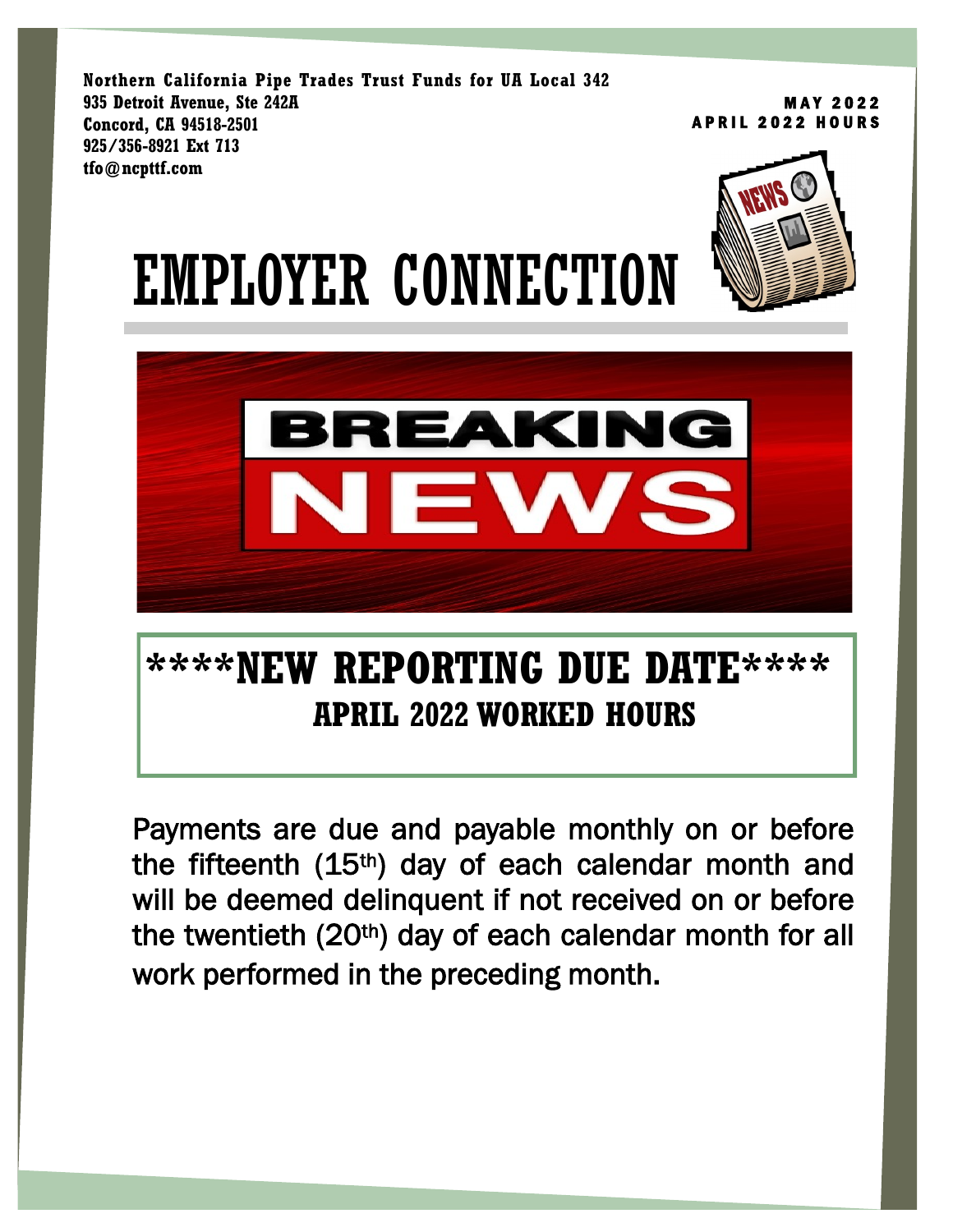**Northern California Pipe Trades Trust Funds for UA Local 342**
**935 Detroit Avenue, Ste 242A**
**Concord, CA 94518-2501**
**925/356-8921 Ext 713**
**tfo@ncpttf.com**

**MAY 2022**
**APRIL 2022 HOURS**

# EMPLOYER CONNECTION

BREAKING NEWS

## ****NEW REPORTING DUE DATE****

### APRIL 2022 WORKED HOURS

Payments are due and payable monthly on or before the fifteenth (15th) day of each calendar month and will be deemed delinquent if not received on or before the twentieth (20th) day of each calendar month for all work performed in the preceding month.